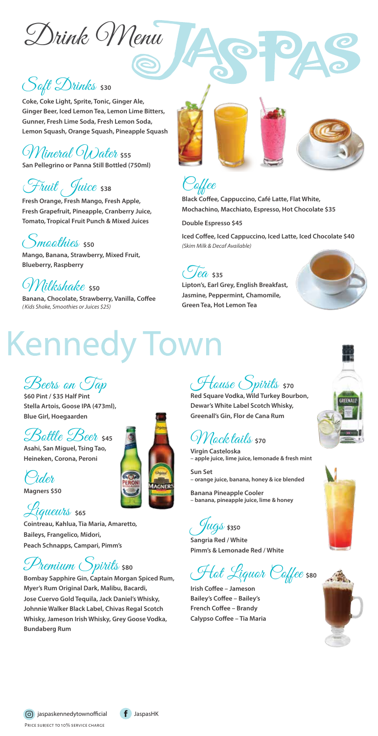# Drink Menu

JASPAS

## Soft Drinks $30

Coke, Coke Light, Sprite, Tonic, Ginger Ale, Ginger Beer, Iced Lemon Tea, Lemon Lime Bitters, Gunner, Fresh Lime Soda, Fresh Lemon Soda, Lemon Squash, Orange Squash, Pineapple Squash

## Mineral Water $55

San Pellegrino or Panna Still Bottled (750ml)

## Fruit Juice $38

Fresh Orange, Fresh Mango, Fresh Apple, Fresh Grapefruit, Pineapple, Cranberry Juice, Tomato, Tropical Fruit Punch & Mixed Juices

## Smoothies $50

Mango, Banana, Strawberry, Mixed Fruit, Blueberry, Raspberry

## Milkshake $50

Banana, Chocolate, Strawberry, Vanilla, Coffee

*(Kids Shake, Smoothies or Juices $25)*

## Coffee

Black Coffee, Cappuccino, Café Latte, Flat White, Mochachino, Macchiato, Espresso, Hot Chocolate $35

Double Espresso $45

Iced Coffee, Iced Cappuccino, Iced Latte, Iced Chocolate $40

*(Skim Milk & Decaf Available)*

## Tea $35

Lipton's, Earl Grey, English Breakfast, Jasmine, Peppermint, Chamomile, Green Tea, Hot Lemon Tea

# Kennedy Town

## Beers on Tap

$60 Pint / $35 Half Pint

Stella Artois, Goose IPA (473ml), Blue Girl, Hoegaarden

## Bottle Beer $45

Asahi, San Miguel, Tsing Tao, Heineken, Corona, Peroni

## Cider

Magners $50

## Liqueurs $65

Cointreau, Kahlua, Tia Maria, Amaretto, Baileys, Frangelico, Midori, Peach Schnapps, Campari, Pimm's

## Premium Spirits $80

Bombay Sapphire Gin, Captain Morgan Spiced Rum, Myer's Rum Original Dark, Malibu, Bacardi, Jose Cuervo Gold Tequila, Jack Daniel's Whisky, Johnnie Walker Black Label, Chivas Regal Scotch Whisky, Jameson Irish Whisky, Grey Goose Vodka, Bundaberg Rum

## House Spirits $70

Red Square Vodka, Wild Turkey Bourbon, Dewar's White Label Scotch Whisky, Greenall's Gin, Flor de Cana Rum

## Mocktails $70

**Virgin Casteloska**
– apple juice, lime juice, lemonade & fresh mint

**Sun Set**
– orange juice, banana, honey & ice blended

**Banana Pineapple Cooler**
– banana, pineapple juice, lime & honey

## Jugs $350

Sangria Red / White

Pimm's & Lemonade Red / White

## Hot Liquor Coffee $80

Irish Coffee – Jameson

Bailey's Coffee – Bailey's

French Coffee – Brandy

Calypso Coffee – Tia Maria

jaspaskennedytownofficial JaspasHK

Price subject to 10% service charge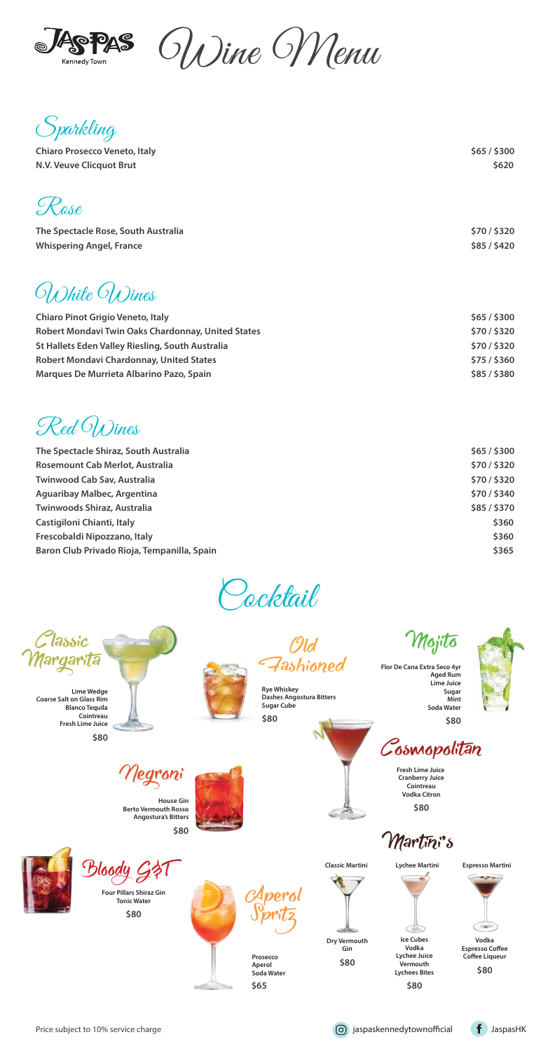# JASPAS Kennedy Town Wine Menu

## Sparkling

| | |
|---|---|
| Chiaro Prosecco Veneto, Italy | $65 / $300 |
| N.V. Veuve Clicquot Brut | $620 |

## Rose

| | |
|---|---|
| The Spectacle Rose, South Australia | $70 / $320 |
| Whispering Angel, France | $85 / $420 |

## White Wines

| | |
|---|---|
| Chiaro Pinot Grigio Veneto, Italy | $65 / $300 |
| Robert Mondavi Twin Oaks Chardonnay, United States | $70 / $320 |
| St Hallets Eden Valley Riesling, South Australia | $70 / $320 |
| Robert Mondavi Chardonnay, United States | $75 / $360 |
| Marques De Murrieta Albarino Pazo, Spain | $85 / $380 |

## Red Wines

| | |
|---|---|
| The Spectacle Shiraz, South Australia | $65 / $300 |
| Rosemount Cab Merlot, Australia | $70 / $320 |
| Twinwood Cab Sav, Australia | $70 / $320 |
| Aguaribay Malbec, Argentina | $70 / $340 |
| Twinwoods Shiraz, Australia | $85 / $370 |
| Castigiloni Chianti, Italy | $360 |
| Frescobaldi Nipozzano, Italy | $360 |
| Baron Club Privado Rioja, Tempanilla, Spain | $365 |

# Cocktail

### Classic Margarita
Lime Wedge
Coarse Salt on Glass Rim
Blanco Tequila
Cointreau
Fresh Lime Juice
**$80**

### Old Fashioned
Rye Whiskey
Dashes Angostura Bitters
Sugar Cube
**$80**

### Mojito
Flor De Cana Extra Seco 4yr Aged Rum
Lime Juice
Sugar
Mint
Soda Water
**$80**

### Cosmopolitan
Fresh Lime Juice
Cranberry Juice
Cointreau
Vodka Citron
**$80**

### Negroni
House Gin
Berto Vermouth Rosso
Angostura's Bitters
**$80**

### Bloody G&T
Four Pillars Shiraz Gin
Tonic Water
**$80**

### Aperol Spritz
Prosecco
Aperol
Soda Water
**$65**

### Martini's

**Classic Martini**
Dry Vermouth
Gin
**$80**

**Lychee Martini**
Ice Cubes
Vodka
Lychee Juice
Vermouth
Lychees Bites
**$80**

**Espresso Martini**
Vodka
Espresso Coffee
Coffee Liqueur
**$80**

Price subject to 10% service charge

jaspaskennedytownofficial | JaspasHK